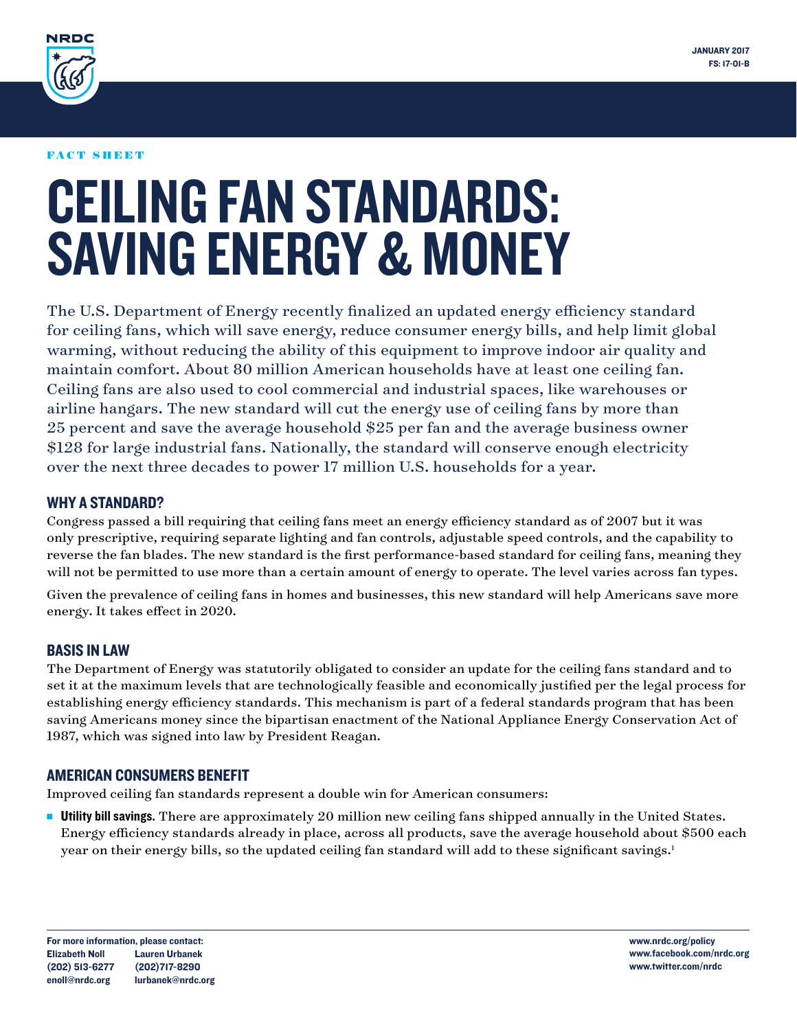NRDC

JANUARY 2017
FS: 17-01-B

FACT SHEET

# CEILING FAN STANDARDS: SAVING ENERGY & MONEY

The U.S. Department of Energy recently finalized an updated energy efficiency standard for ceiling fans, which will save energy, reduce consumer energy bills, and help limit global warming, without reducing the ability of this equipment to improve indoor air quality and maintain comfort. About 80 million American households have at least one ceiling fan. Ceiling fans are also used to cool commercial and industrial spaces, like warehouses or airline hangars. The new standard will cut the energy use of ceiling fans by more than 25 percent and save the average household $25 per fan and the average business owner $128 for large industrial fans. Nationally, the standard will conserve enough electricity over the next three decades to power 17 million U.S. households for a year.

## WHY A STANDARD?

Congress passed a bill requiring that ceiling fans meet an energy efficiency standard as of 2007 but it was only prescriptive, requiring separate lighting and fan controls, adjustable speed controls, and the capability to reverse the fan blades. The new standard is the first performance-based standard for ceiling fans, meaning they will not be permitted to use more than a certain amount of energy to operate. The level varies across fan types.

Given the prevalence of ceiling fans in homes and businesses, this new standard will help Americans save more energy. It takes effect in 2020.

## BASIS IN LAW

The Department of Energy was statutorily obligated to consider an update for the ceiling fans standard and to set it at the maximum levels that are technologically feasible and economically justified per the legal process for establishing energy efficiency standards. This mechanism is part of a federal standards program that has been saving Americans money since the bipartisan enactment of the National Appliance Energy Conservation Act of 1987, which was signed into law by President Reagan.

## AMERICAN CONSUMERS BENEFIT

Improved ceiling fan standards represent a double win for American consumers:

- **Utility bill savings.** There are approximately 20 million new ceiling fans shipped annually in the United States. Energy efficiency standards already in place, across all products, save the average household about $500 each year on their energy bills, so the updated ceiling fan standard will add to these significant savings.[1]

For more information, please contact:
Elizabeth Noll
(202) 513-6277
enoll@nrdc.org

Lauren Urbanek
(202)717-8290
lurbanek@nrdc.org

www.nrdc.org/policy
www.facebook.com/nrdc.org
www.twitter.com/nrdc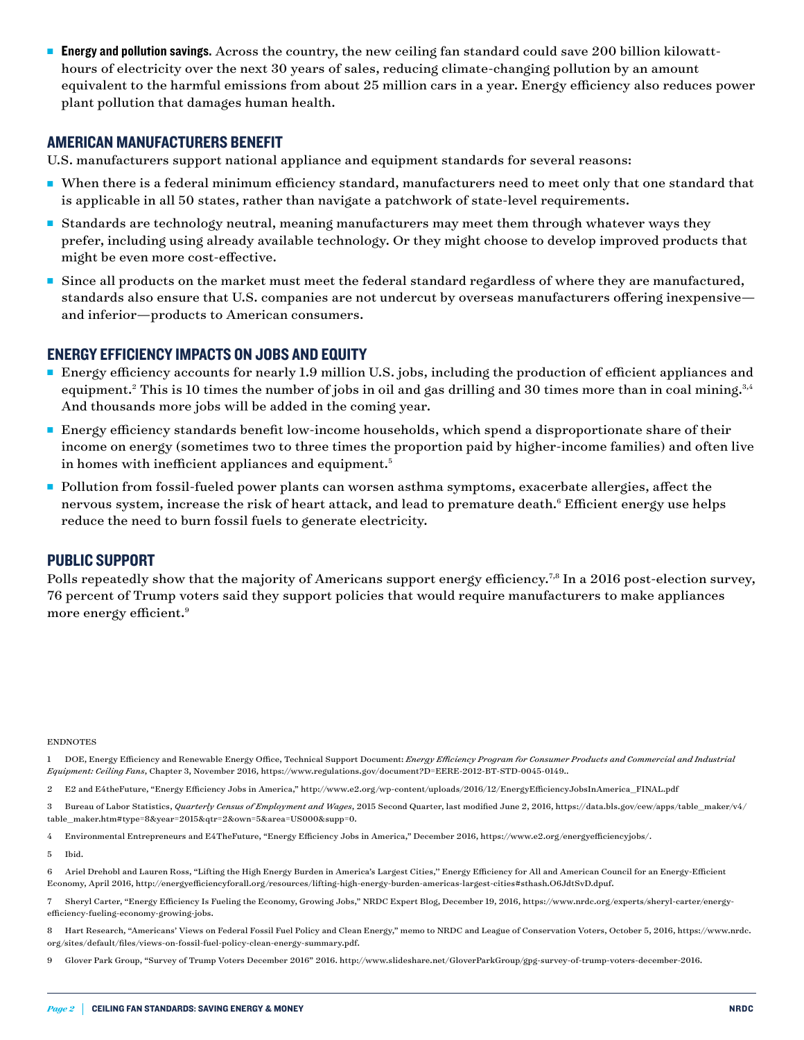- **Energy and pollution savings.** Across the country, the new ceiling fan standard could save 200 billion kilowatt-hours of electricity over the next 30 years of sales, reducing climate-changing pollution by an amount equivalent to the harmful emissions from about 25 million cars in a year. Energy efficiency also reduces power plant pollution that damages human health.

## AMERICAN MANUFACTURERS BENEFIT

U.S. manufacturers support national appliance and equipment standards for several reasons:

- When there is a federal minimum efficiency standard, manufacturers need to meet only that one standard that is applicable in all 50 states, rather than navigate a patchwork of state-level requirements.
- Standards are technology neutral, meaning manufacturers may meet them through whatever ways they prefer, including using already available technology. Or they might choose to develop improved products that might be even more cost-effective.
- Since all products on the market must meet the federal standard regardless of where they are manufactured, standards also ensure that U.S. companies are not undercut by overseas manufacturers offering inexpensive—and inferior—products to American consumers.

## ENERGY EFFICIENCY IMPACTS ON JOBS AND EQUITY

- Energy efficiency accounts for nearly 1.9 million U.S. jobs, including the production of efficient appliances and equipment.[2] This is 10 times the number of jobs in oil and gas drilling and 30 times more than in coal mining.[3,4] And thousands more jobs will be added in the coming year.
- Energy efficiency standards benefit low-income households, which spend a disproportionate share of their income on energy (sometimes two to three times the proportion paid by higher-income families) and often live in homes with inefficient appliances and equipment.[5]
- Pollution from fossil-fueled power plants can worsen asthma symptoms, exacerbate allergies, affect the nervous system, increase the risk of heart attack, and lead to premature death.[6] Efficient energy use helps reduce the need to burn fossil fuels to generate electricity.

## PUBLIC SUPPORT

Polls repeatedly show that the majority of Americans support energy efficiency.[7,8] In a 2016 post-election survey, 76 percent of Trump voters said they support policies that would require manufacturers to make appliances more energy efficient.[9]

ENDNOTES

1 DOE, Energy Efficiency and Renewable Energy Office, Technical Support Document: *Energy Efficiency Program for Consumer Products and Commercial and Industrial Equipment: Ceiling Fans*, Chapter 3, November 2016, https://www.regulations.gov/document?D=EERE-2012-BT-STD-0045-0149..

2 E2 and E4theFuture, "Energy Efficiency Jobs in America," http://www.e2.org/wp-content/uploads/2016/12/EnergyEfficiencyJobsInAmerica_FINAL.pdf

3 Bureau of Labor Statistics, *Quarterly Census of Employment and Wages*, 2015 Second Quarter, last modified June 2, 2016, https://data.bls.gov/cew/apps/table_maker/v4/table_maker.htm#type=8&year=2015&qtr=2&own=5&area=US000&supp=0.

4 Environmental Entrepreneurs and E4TheFuture, "Energy Efficiency Jobs in America," December 2016, https://www.e2.org/energyefficiencyjobs/.

5 Ibid.

6 Ariel Drehobl and Lauren Ross, "Lifting the High Energy Burden in America's Largest Cities," Energy Efficiency for All and American Council for an Energy-Efficient Economy, April 2016, http://energyefficiencyforall.org/resources/lifting-high-energy-burden-americas-largest-cities#sthash.O6JdtSvD.dpuf.

7 Sheryl Carter, "Energy Efficiency Is Fueling the Economy, Growing Jobs," NRDC Expert Blog, December 19, 2016, https://www.nrdc.org/experts/sheryl-carter/energy-efficiency-fueling-economy-growing-jobs.

8 Hart Research, "Americans' Views on Federal Fossil Fuel Policy and Clean Energy," memo to NRDC and League of Conservation Voters, October 5, 2016, https://www.nrdc.org/sites/default/files/views-on-fossil-fuel-policy-clean-energy-summary.pdf.

9 Glover Park Group, "Survey of Trump Voters December 2016" 2016. http://www.slideshare.net/GloverParkGroup/gpg-survey-of-trump-voters-december-2016.